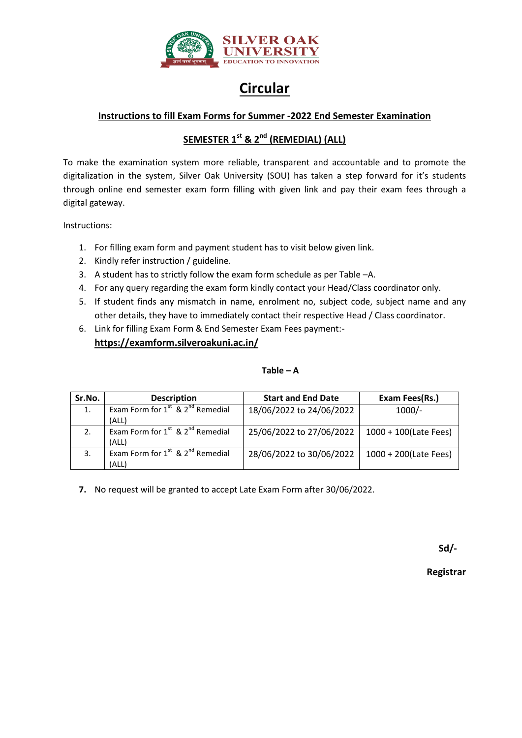# Circular

## Instructions to fill Exam Forms for Summer -2022 End Semester Examination

## SEMESTER 1st & 2nd (REMEDIAL) (ALL)

To make the examination system more reliable, transparent and accountable and to promote the digitalization in the system, Silver Oak University (SOU) has taken a step forward for it's students through online end semester exam form filling with given link and pay their exam fees through a digital gateway.

Instructions:

1. For filling exam form and payment student has to visit below given link.
2. Kindly refer instruction / guideline.
3. A student has to strictly follow the exam form schedule as per Table –A.
4. For any query regarding the exam form kindly contact your Head/Class coordinator only.
5. If student finds any mismatch in name, enrolment no, subject code, subject name and any other details, they have to immediately contact their respective Head / Class coordinator.
6. Link for filling Exam Form & End Semester Exam Fees payment:-
   **https://examform.silveroakuni.ac.in/**

**Table – A**

| Sr.No. | Description | Start and End Date | Exam Fees(Rs.) |
|---|---|---|---|
| 1. | Exam Form for 1st & 2nd Remedial (ALL) | 18/06/2022 to 24/06/2022 | 1000/- |
| 2. | Exam Form for 1st & 2nd Remedial (ALL) | 25/06/2022 to 27/06/2022 | 1000 + 100(Late Fees) |
| 3. | Exam Form for 1st & 2nd Remedial (ALL) | 28/06/2022 to 30/06/2022 | 1000 + 200(Late Fees) |

7. No request will be granted to accept Late Exam Form after 30/06/2022.

**Sd/-**

**Registrar**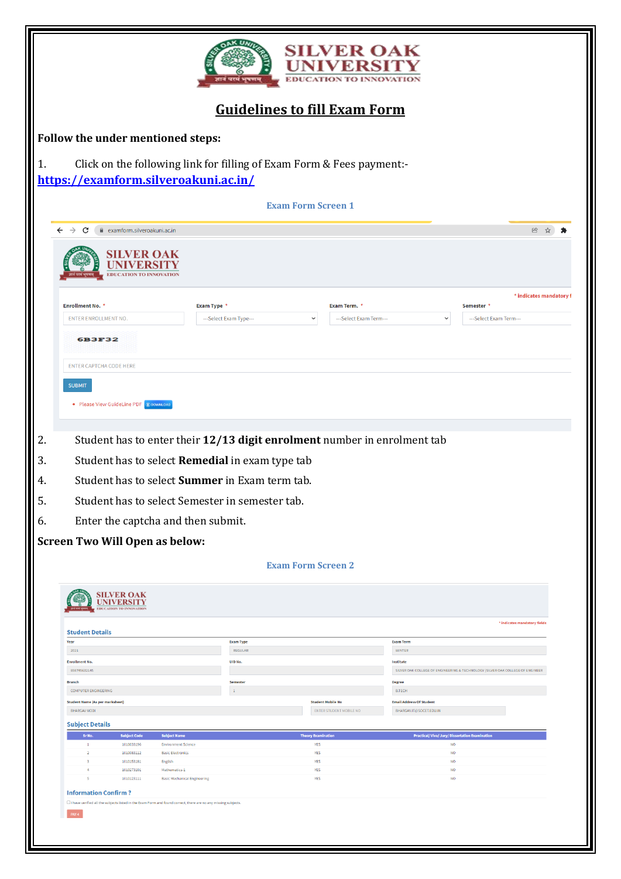# SILVER OAK UNIVERSITY

EDUCATION TO INNOVATION

## Guidelines to fill Exam Form

**Follow the under mentioned steps:**

1. Click on the following link for filling of Exam Form & Fees payment:-
[https://examform.silveroakuni.ac.in/](https://examform.silveroakuni.ac.in/)

**Exam Form Screen 1**

2. Student has to enter their **12/13 digit enrolment** number in enrolment tab
3. Student has to select **Remedial** in exam type tab
4. Student has to select **Summer** in Exam term tab.
5. Student has to select Semester in semester tab.
6. Enter the captcha and then submit.

**Screen Two Will Open as below:**

**Exam Form Screen 2**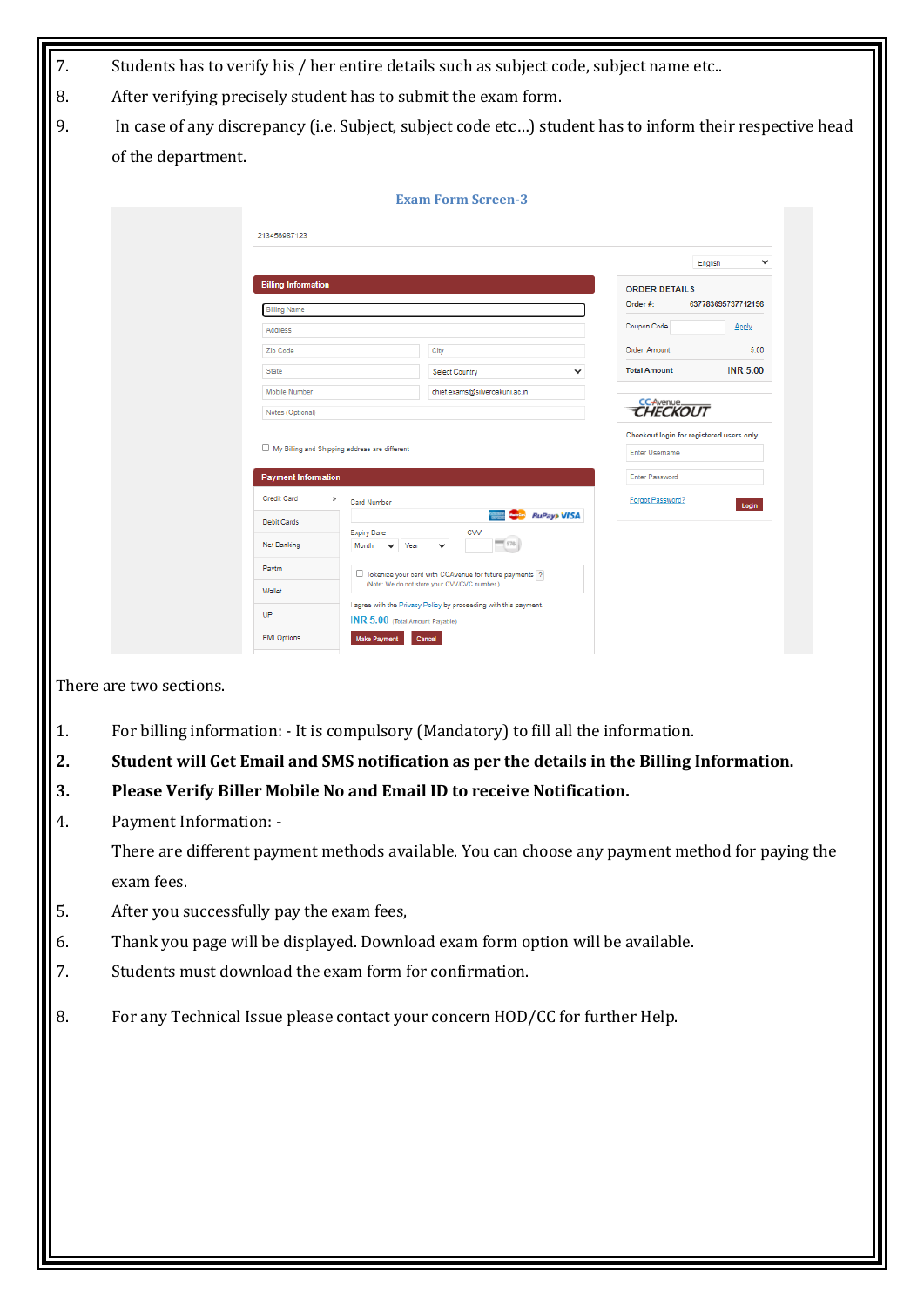7. Students has to verify his / her entire details such as subject code, subject name etc..
8. After verifying precisely student has to submit the exam form.
9. In case of any discrepancy (i.e. Subject, subject code etc…) student has to inform their respective head of the department.

**Exam Form Screen-3**

There are two sections.

1. For billing information: - It is compulsory (Mandatory) to fill all the information.
2. **Student will Get Email and SMS notification as per the details in the Billing Information.**
3. **Please Verify Biller Mobile No and Email ID to receive Notification.**
4. Payment Information: -
   There are different payment methods available. You can choose any payment method for paying the exam fees.
5. After you successfully pay the exam fees,
6. Thank you page will be displayed. Download exam form option will be available.
7. Students must download the exam form for confirmation.
8. For any Technical Issue please contact your concern HOD/CC for further Help.